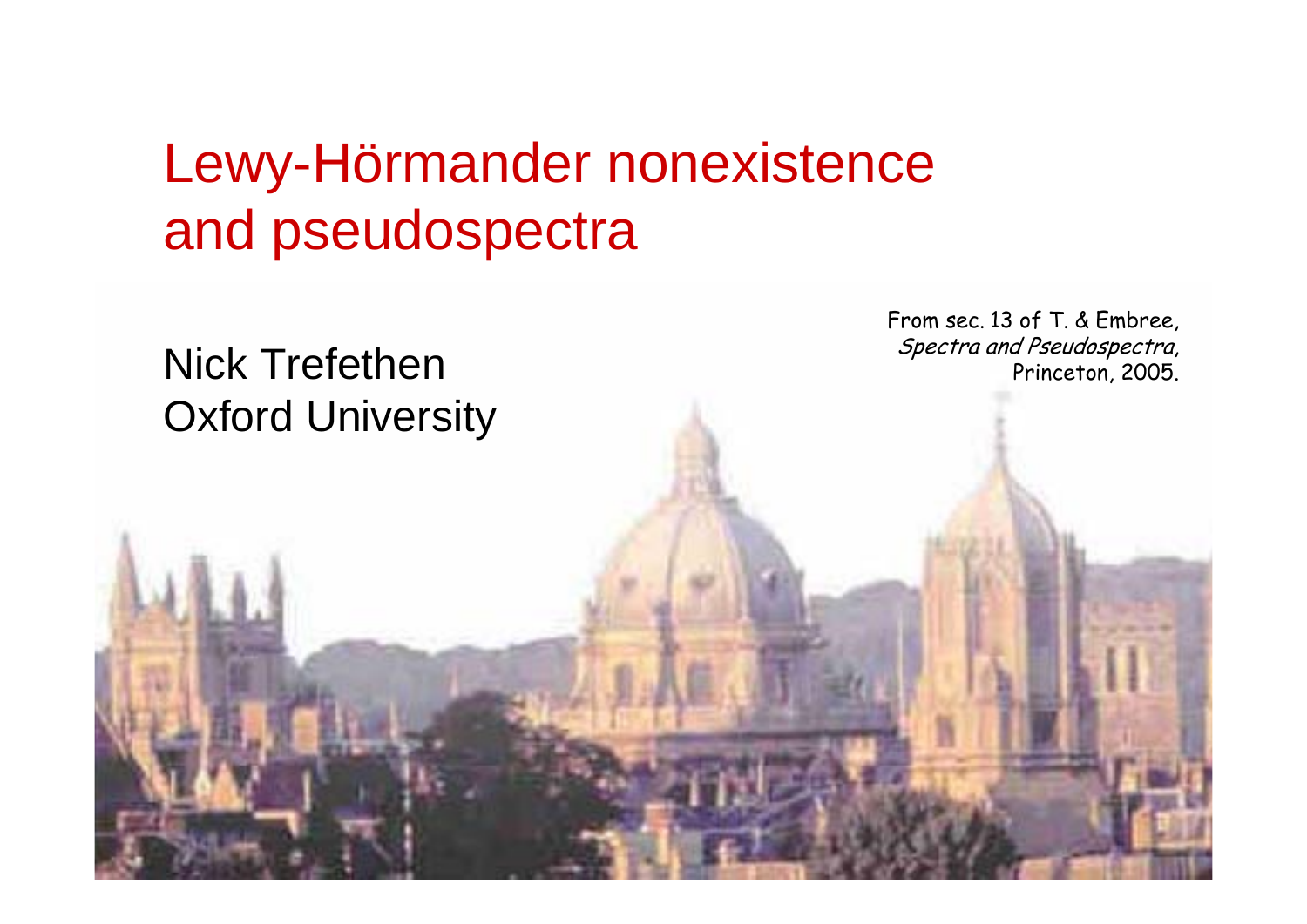# Lewy-Hörmander nonexistence and pseudospectra

Nick Trefethen
Oxford University

From sec. 13 of T. & Embree, *Spectra and Pseudospectra*, Princeton, 2005.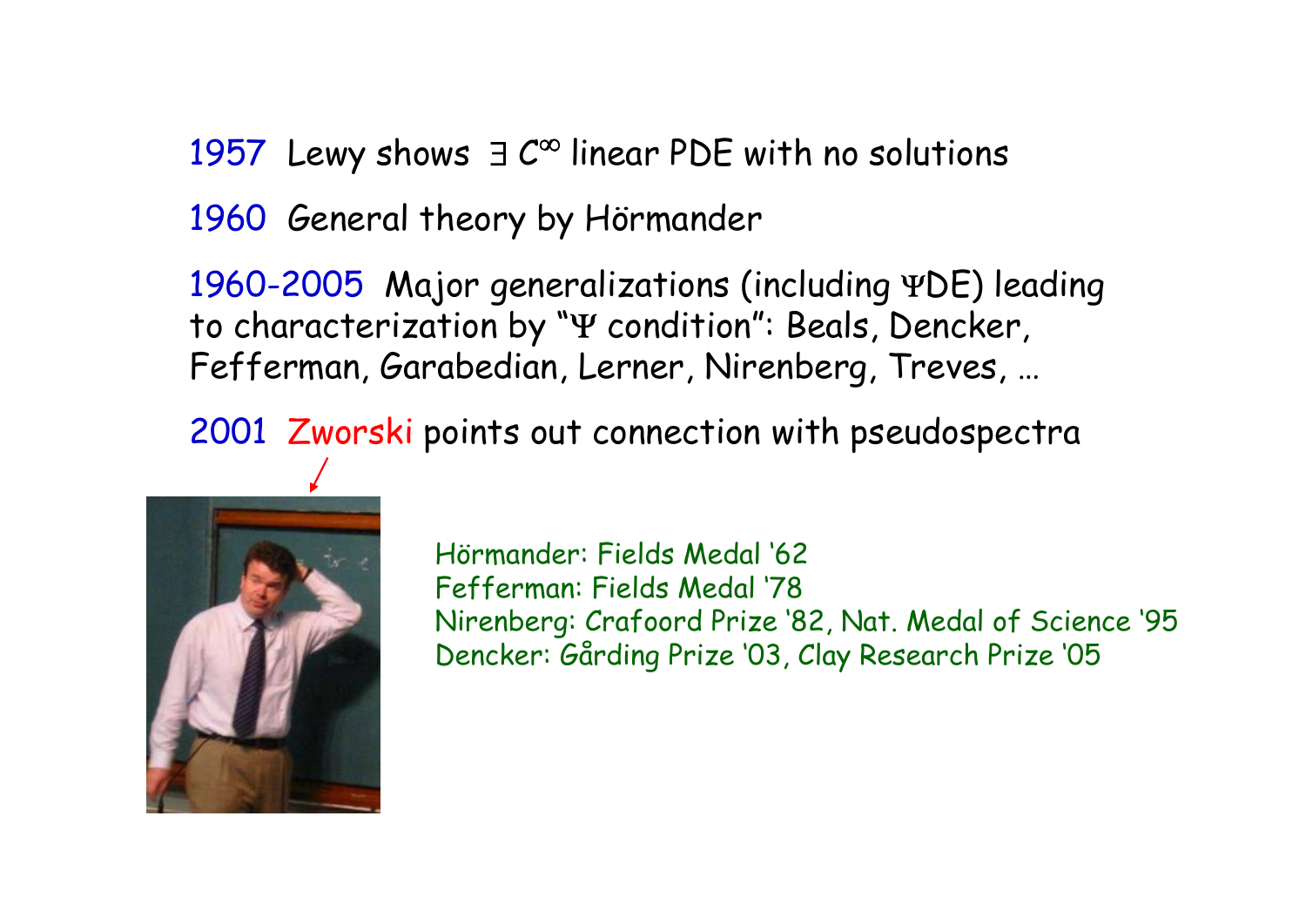1957 Lewy shows $\exists\ C^\infty$ linear PDE with no solutions

1960 General theory by Hörmander

1960-2005 Major generalizations (including $\Psi$DE) leading to characterization by "$\Psi$ condition": Beals, Dencker, Fefferman, Garabedian, Lerner, Nirenberg, Treves, …

2001 Zworski points out connection with pseudospectra

Hörmander: Fields Medal '62
Fefferman: Fields Medal '78
Nirenberg: Crafoord Prize '82, Nat. Medal of Science '95
Dencker: Gårding Prize '03, Clay Research Prize '05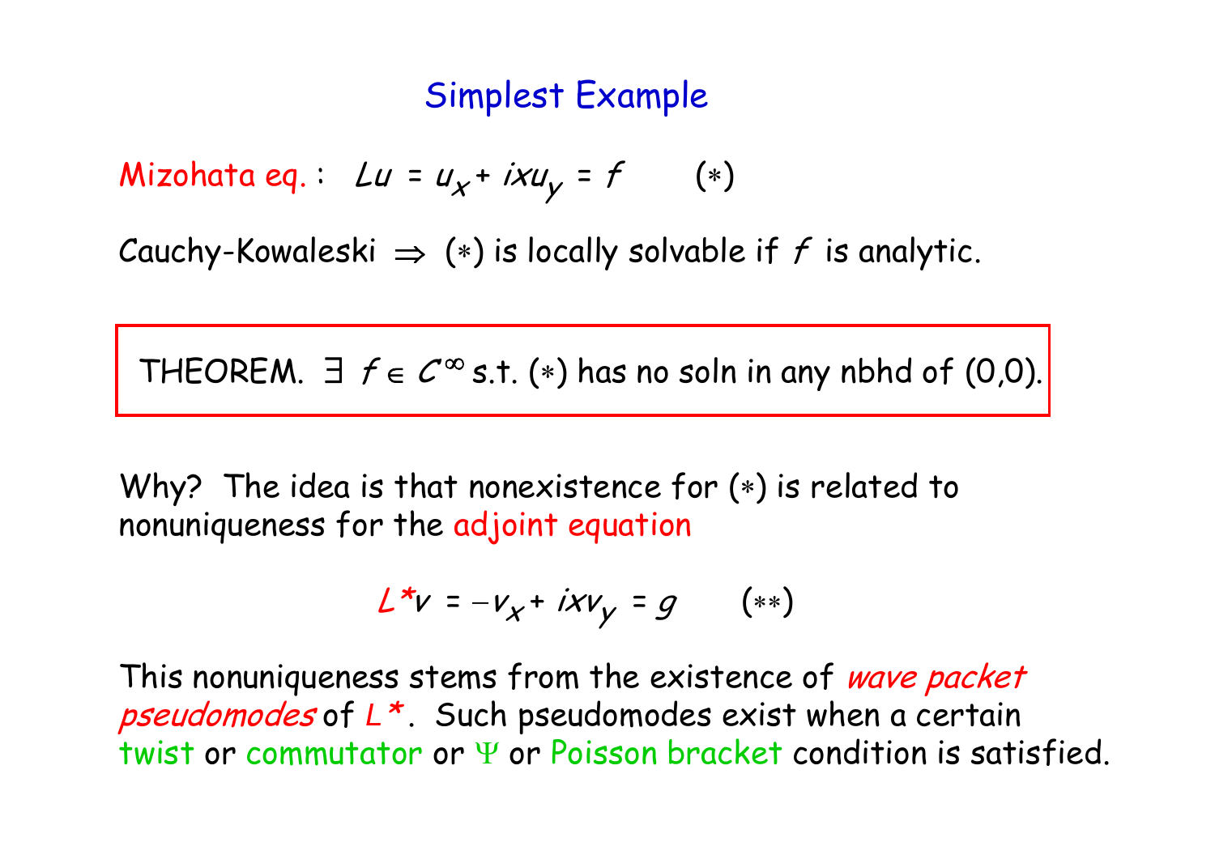# Simplest Example

Mizohata eq. : $Lu = u_x + ixu_y = f$ $\quad (*)$

Cauchy-Kowaleski $\Rightarrow$ $(*)$ is locally solvable if $f$ is analytic.

THEOREM. $\exists$ $f \in C^\infty$ s.t. $(*)$ has no soln in any nbhd of (0,0).

Why? The idea is that nonexistence for $(*)$ is related to nonuniqueness for the adjoint equation

$$L^* v = -v_x + ixv_y = g \qquad (**)$$

This nonuniqueness stems from the existence of *wave packet pseudomodes* of $L^*$. Such pseudomodes exist when a certain twist or commutator or $\Psi$ or Poisson bracket condition is satisfied.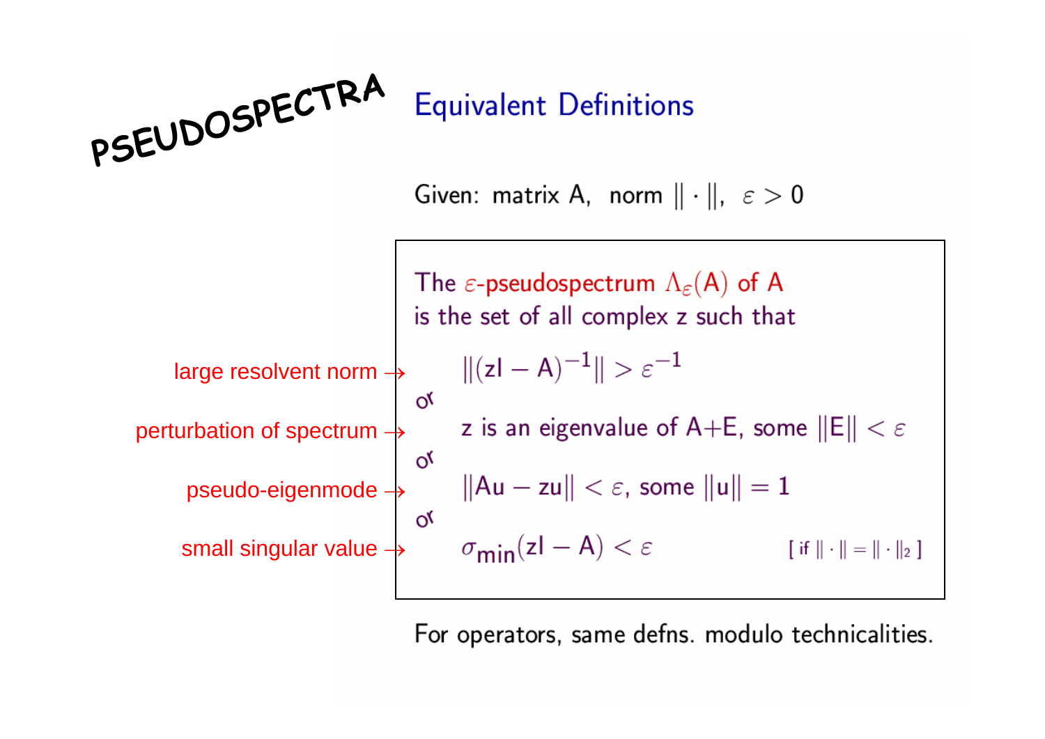# PSEUDOSPECTRA

## Equivalent Definitions

Given: matrix A, norm $\|\cdot\|$, $\varepsilon > 0$

The $\varepsilon$-pseudospectrum $\Lambda_\varepsilon(A)$ of A is the set of all complex z such that

large resolvent norm → $\|(zI - A)^{-1}\| > \varepsilon^{-1}$

or

perturbation of spectrum → z is an eigenvalue of A+E, some $\|E\| < \varepsilon$

or

pseudo-eigenmode → $\|Au - zu\| < \varepsilon$, some $\|u\| = 1$

or

small singular value → $\sigma_{\min}(zI - A) < \varepsilon$ [ if $\|\cdot\| = \|\cdot\|_2$ ]

For operators, same defns. modulo technicalities.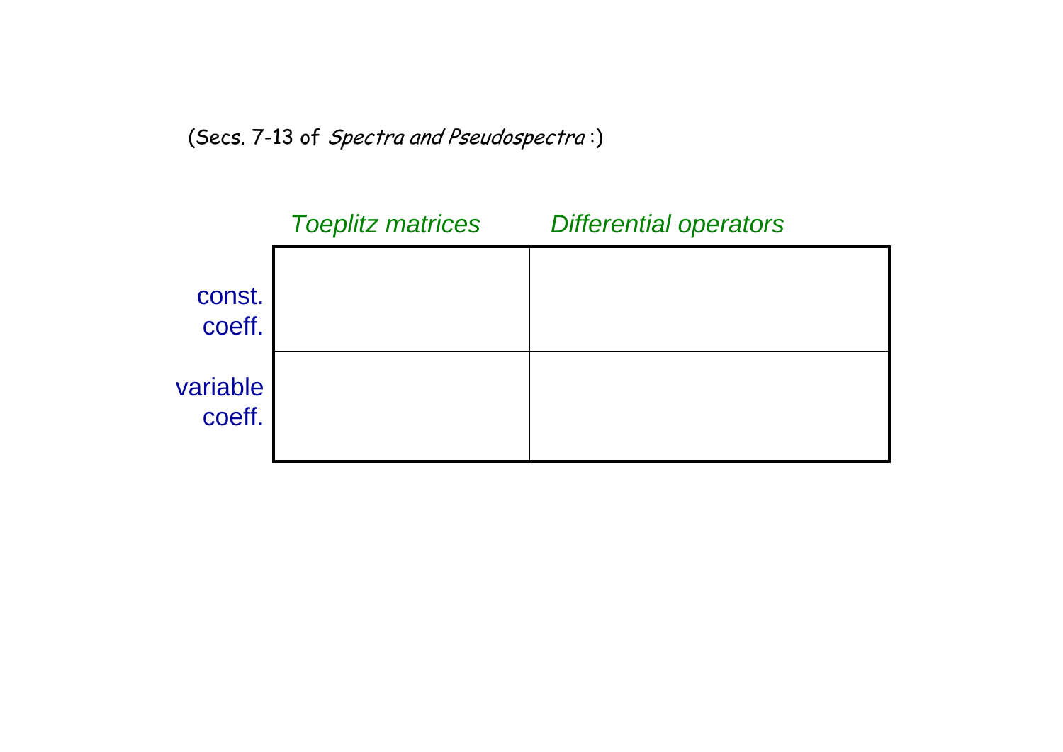(Secs. 7-13 of *Spectra and Pseudospectra*:)

| | *Toeplitz matrices* | *Differential operators* |
|---|---|---|
| const. coeff. | | |
| variable coeff. | | |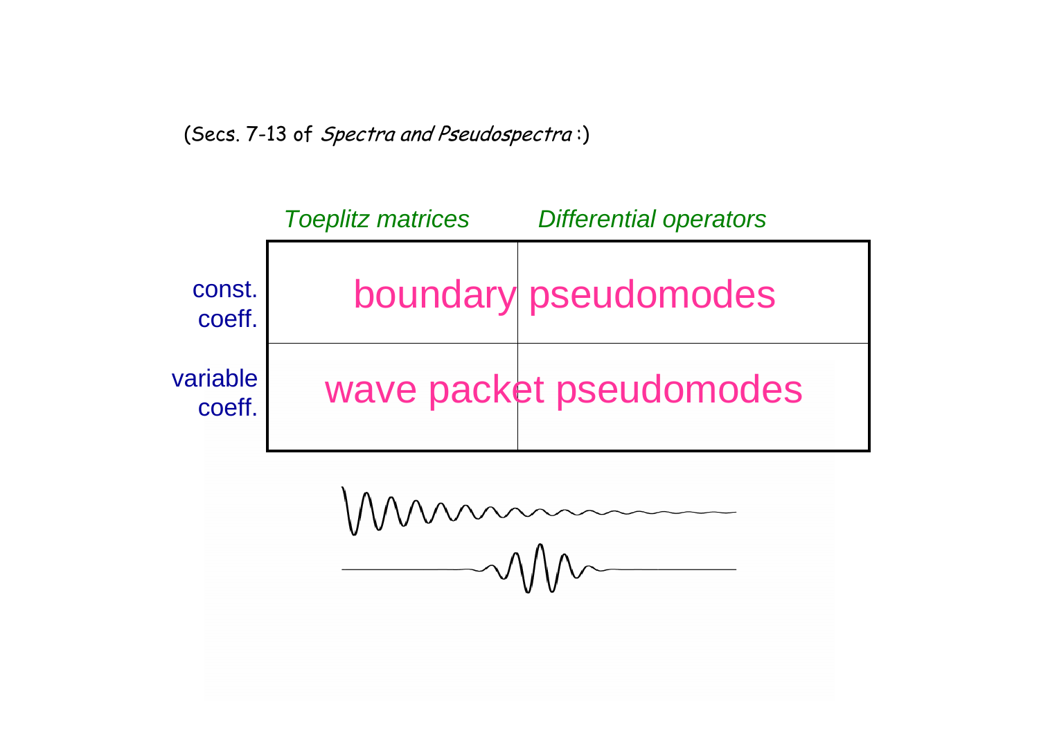(Secs. 7-13 of *Spectra and Pseudospectra* :)

| | *Toeplitz matrices* | *Differential operators* |
|---|---|---|
| const. coeff. | boundary | pseudomodes |
| variable coeff. | wave packet | pseudomodes |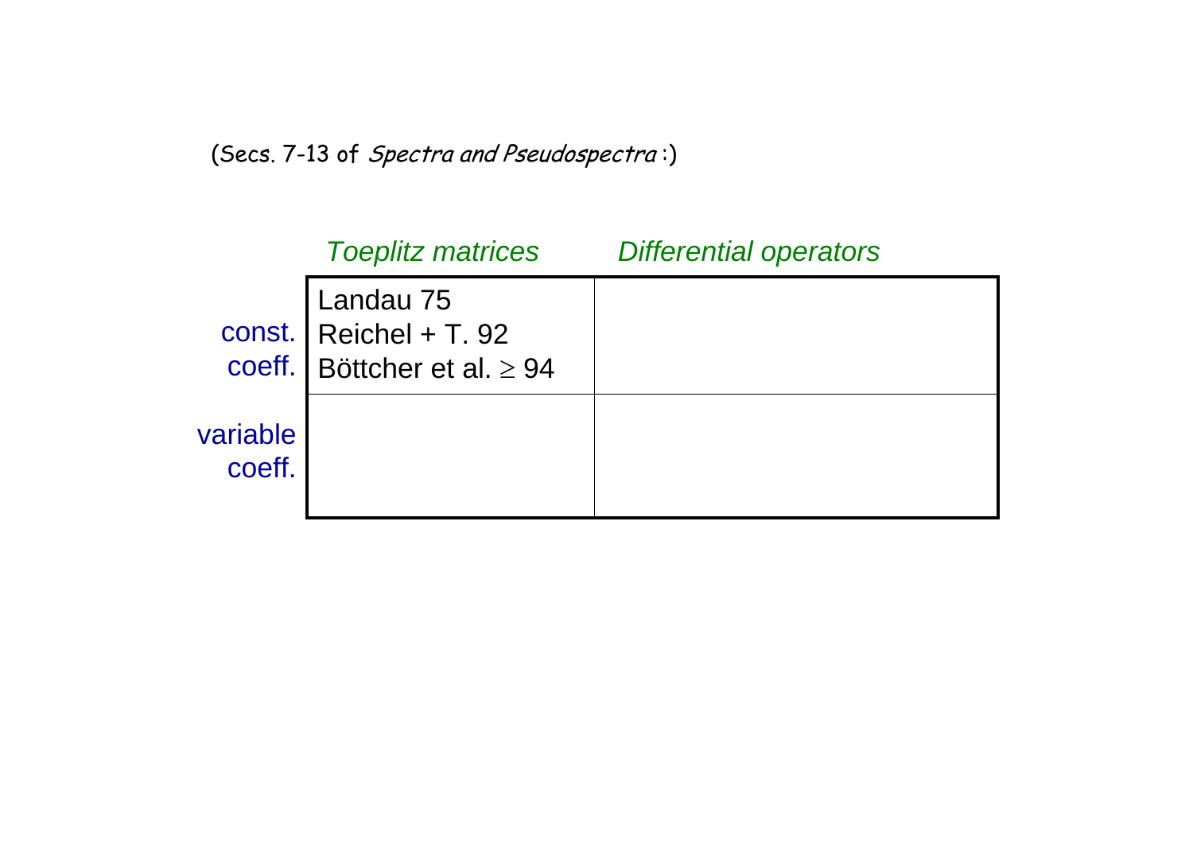(Secs. 7-13 of *Spectra and Pseudospectra* :)

| | *Toeplitz matrices* | *Differential operators* |
|---|---|---|
| const. coeff. | Landau 75<br>Reichel + T. 92<br>Böttcher et al. $\geq$ 94 | |
| variable coeff. | | |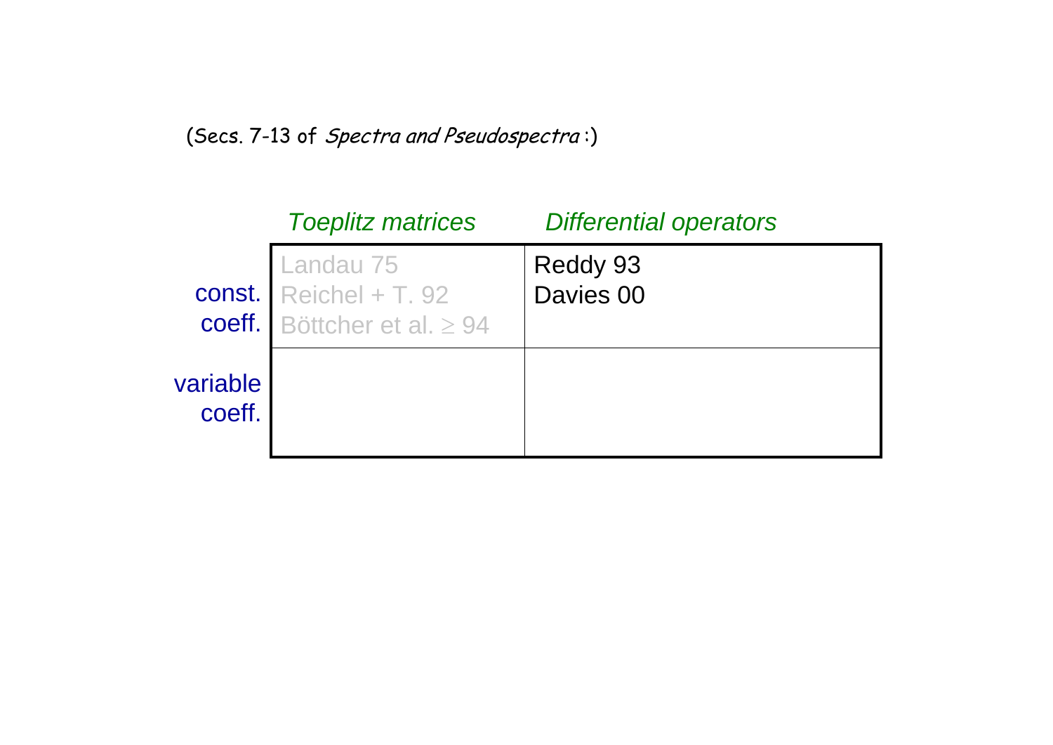(Secs. 7-13 of *Spectra and Pseudospectra* :)

| | *Toeplitz matrices* | *Differential operators* |
|---|---|---|
| const. coeff. | Landau 75<br>Reichel + T. 92<br>Böttcher et al. ≥ 94 | Reddy 93<br>Davies 00 |
| variable coeff. | | |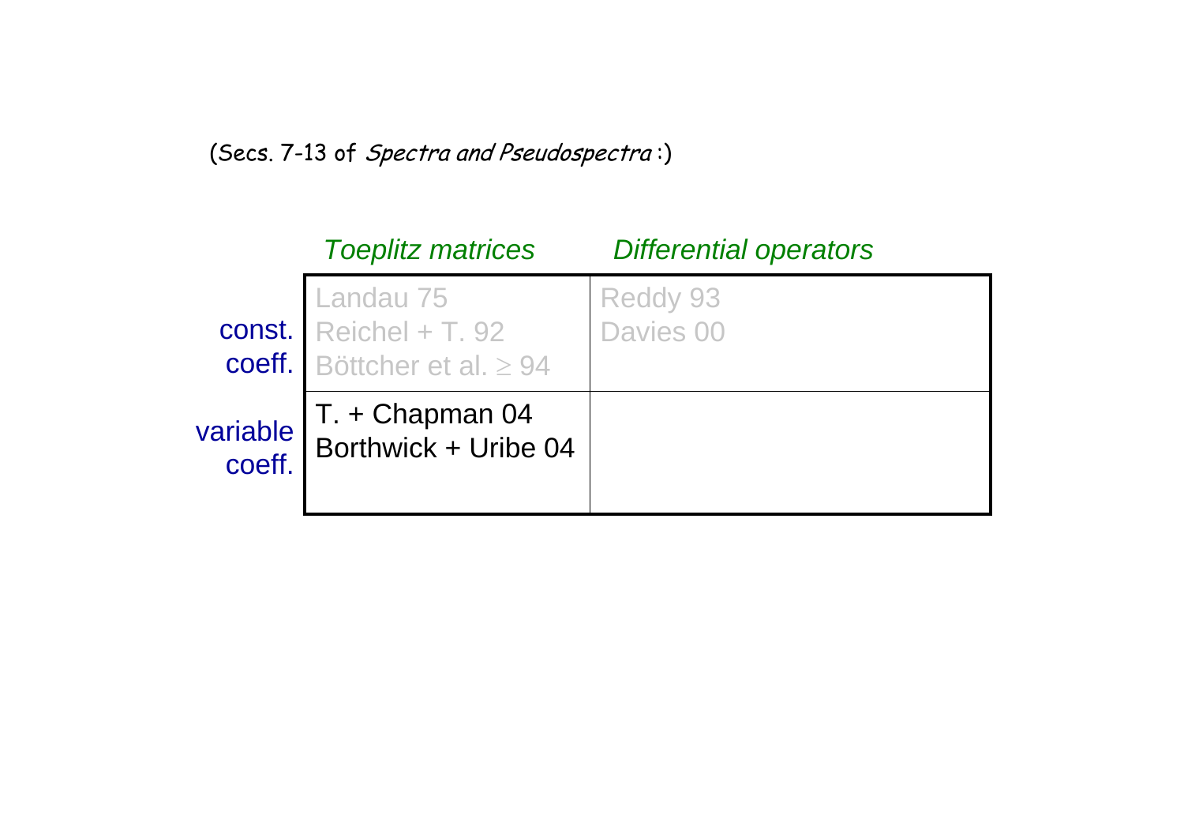(Secs. 7-13 of *Spectra and Pseudospectra*:)

| | *Toeplitz matrices* | *Differential operators* |
|---|---|---|
| const. coeff. | Landau 75<br>Reichel + T. 92<br>Böttcher et al. ≥ 94 | Reddy 93<br>Davies 00 |
| variable coeff. | T. + Chapman 04<br>Borthwick + Uribe 04 | |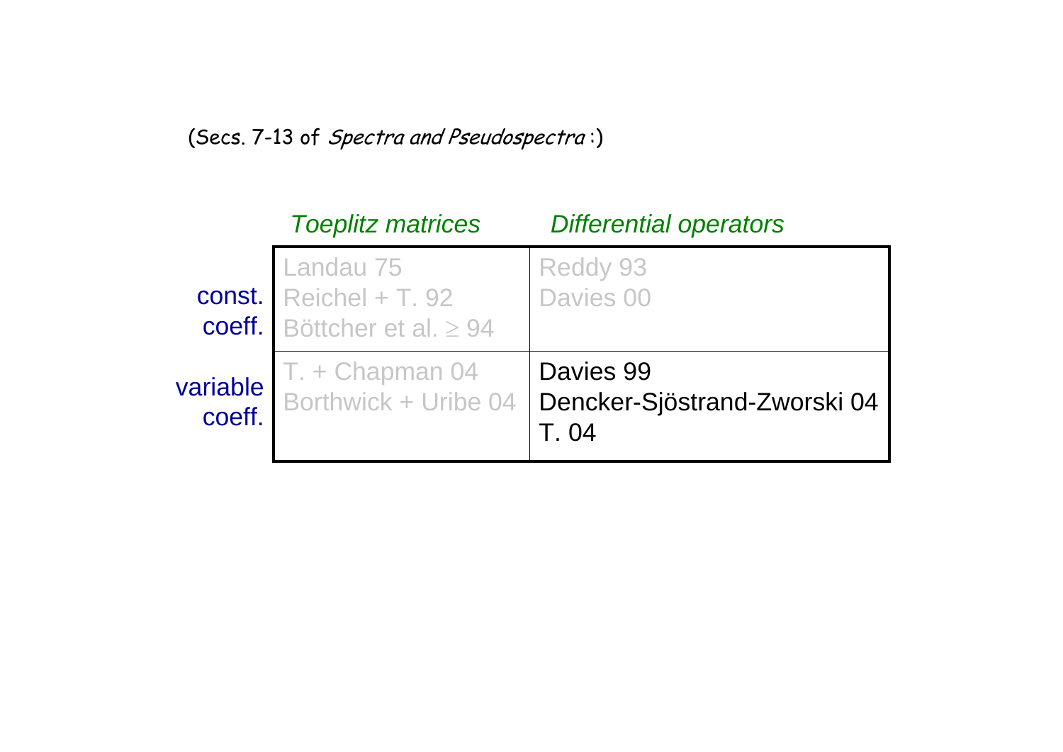(Secs. 7-13 of *Spectra and Pseudospectra* :)

| | *Toeplitz matrices* | *Differential operators* |
|---|---|---|
| const. coeff. | Landau 75<br>Reichel + T. 92<br>Böttcher et al. ≥ 94 | Reddy 93<br>Davies 00 |
| variable coeff. | T. + Chapman 04<br>Borthwick + Uribe 04 | Davies 99<br>Dencker-Sjöstrand-Zworski 04<br>T. 04 |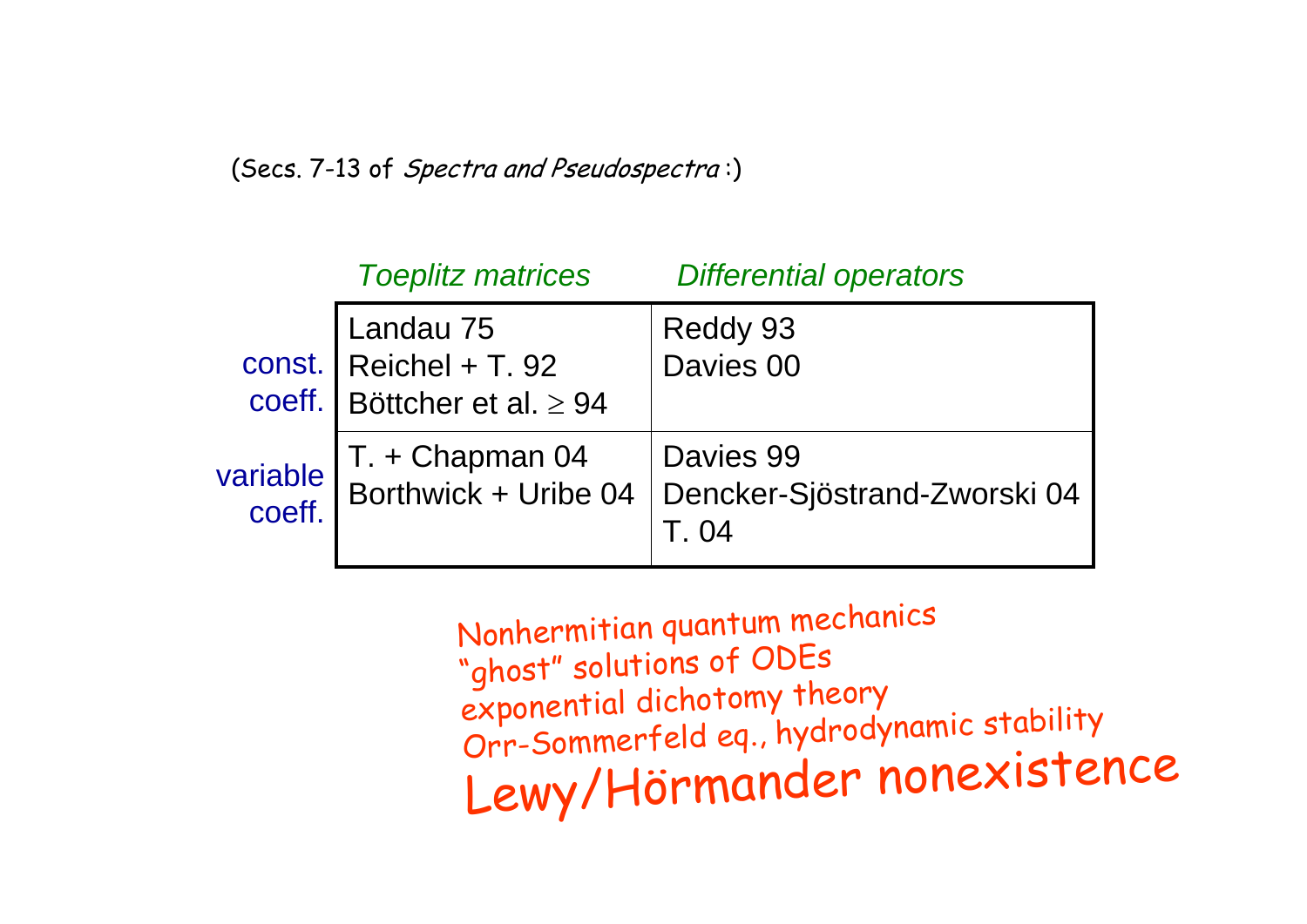(Secs. 7-13 of *Spectra and Pseudospectra*:)

| | *Toeplitz matrices* | *Differential operators* |
|---|---|---|
| const. coeff. | Landau 75<br>Reichel + T. 92<br>Böttcher et al. ≥ 94 | Reddy 93<br>Davies 00 |
| variable coeff. | T. + Chapman 04<br>Borthwick + Uribe 04 | Davies 99<br>Dencker-Sjöstrand-Zworski 04<br>T. 04 |

Nonhermitian quantum mechanics
"ghost" solutions of ODEs
exponential dichotomy theory
Orr-Sommerfeld eq., hydrodynamic stability
Lewy/Hörmander nonexistence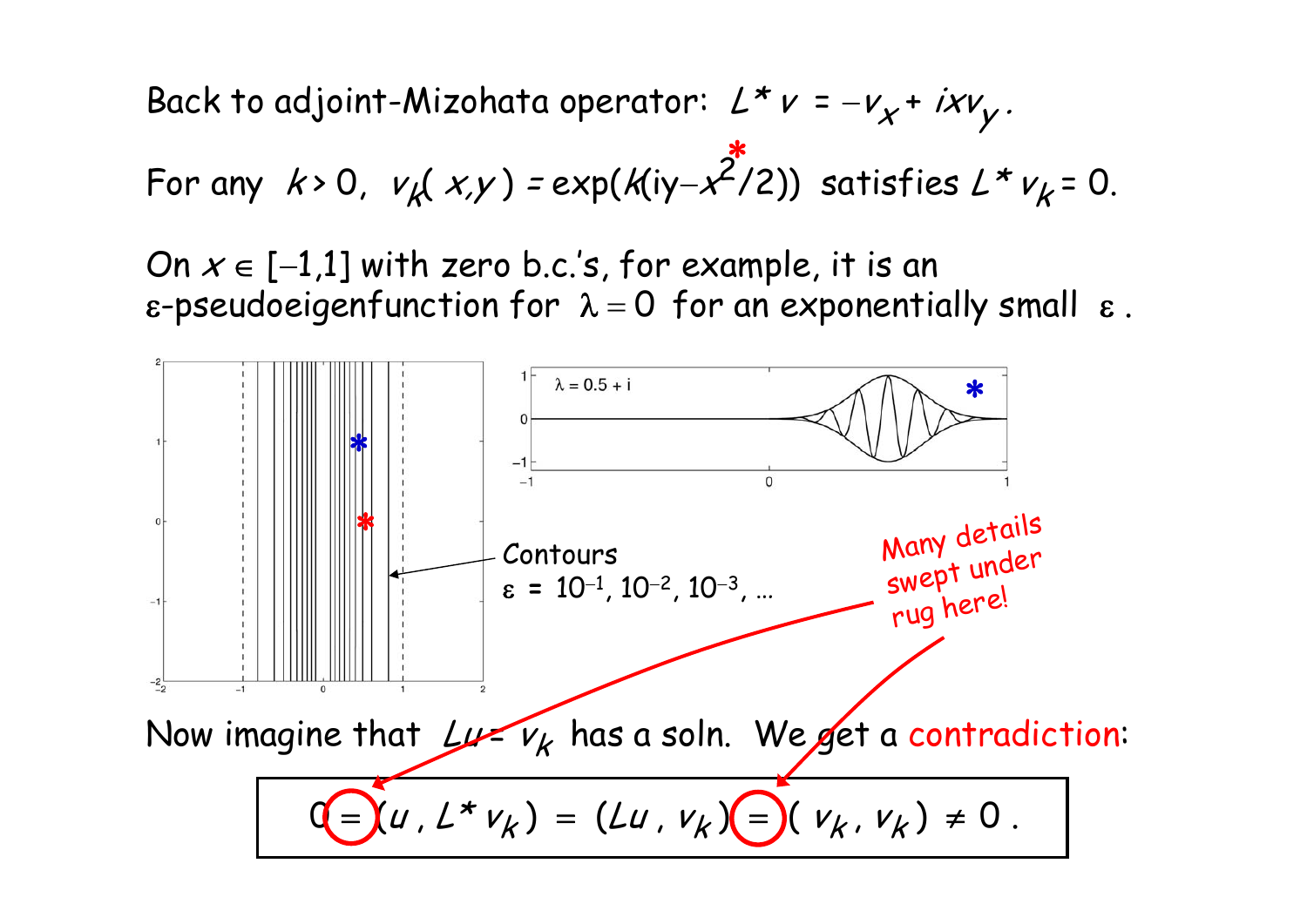Back to adjoint-Mizohata operator: $L^* v = -v_x + ixv_y$.

For any $k > 0$, $v_k(x,y) = \exp(k(iy - x^2/2))$ satisfies $L^* v_k = 0$.

On $x \in [-1,1]$ with zero b.c.'s, for example, it is an $\varepsilon$-pseudoeigenfunction for $\lambda = 0$ for an exponentially small $\varepsilon$.

Contours $\varepsilon = 10^{-1}, 10^{-2}, 10^{-3}, \ldots$

$\lambda = 0.5 + i$

Many details swept under rug here!

Now imagine that $Lu = v_k$ has a soln. We get a contradiction:

$$0 = (u, L^* v_k) = (Lu, v_k) = (v_k, v_k) \neq 0 .$$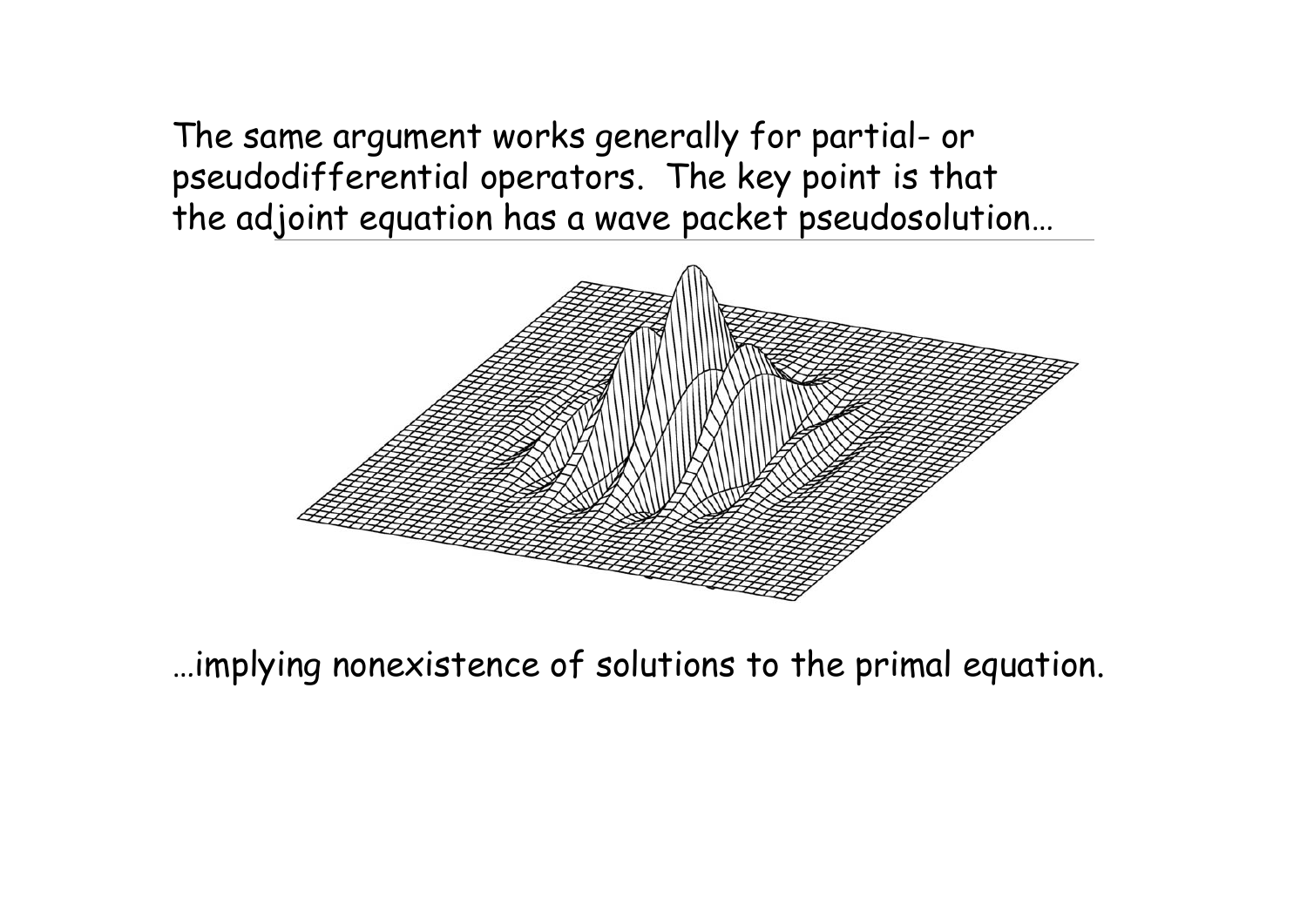The same argument works generally for partial- or pseudodifferential operators. The key point is that the adjoint equation has a wave packet pseudosolution…

…implying nonexistence of solutions to the primal equation.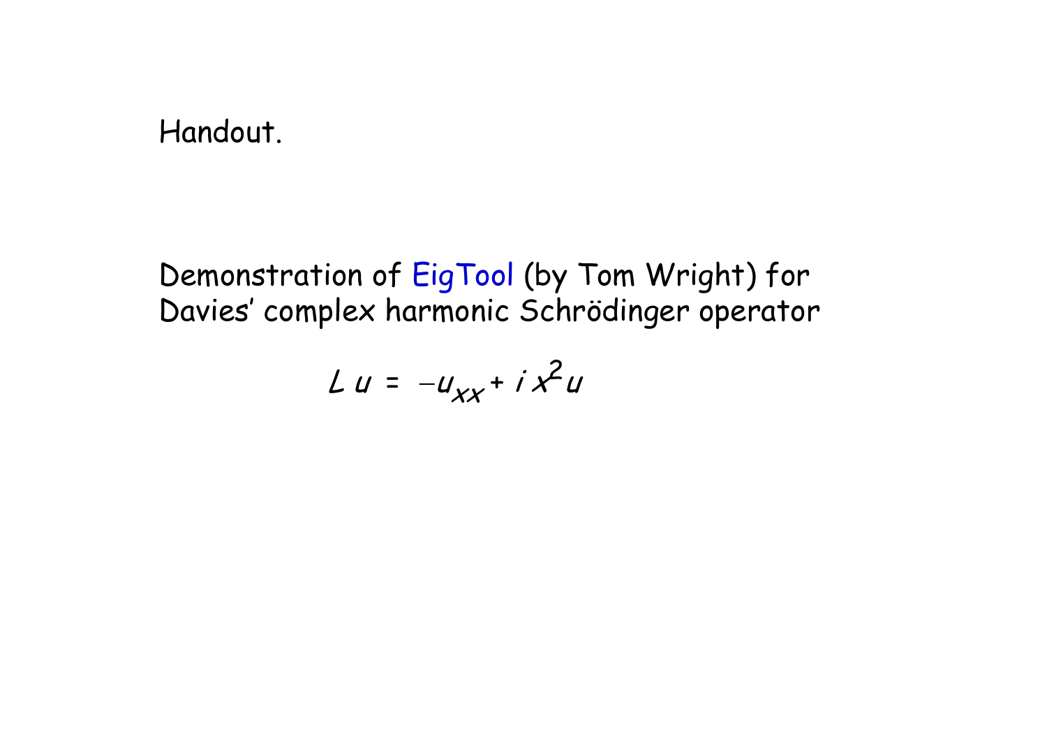Handout.

Demonstration of EigTool (by Tom Wright) for Davies' complex harmonic Schrödinger operator

$$L\,u = -u_{xx} + i\,x^2 u$$